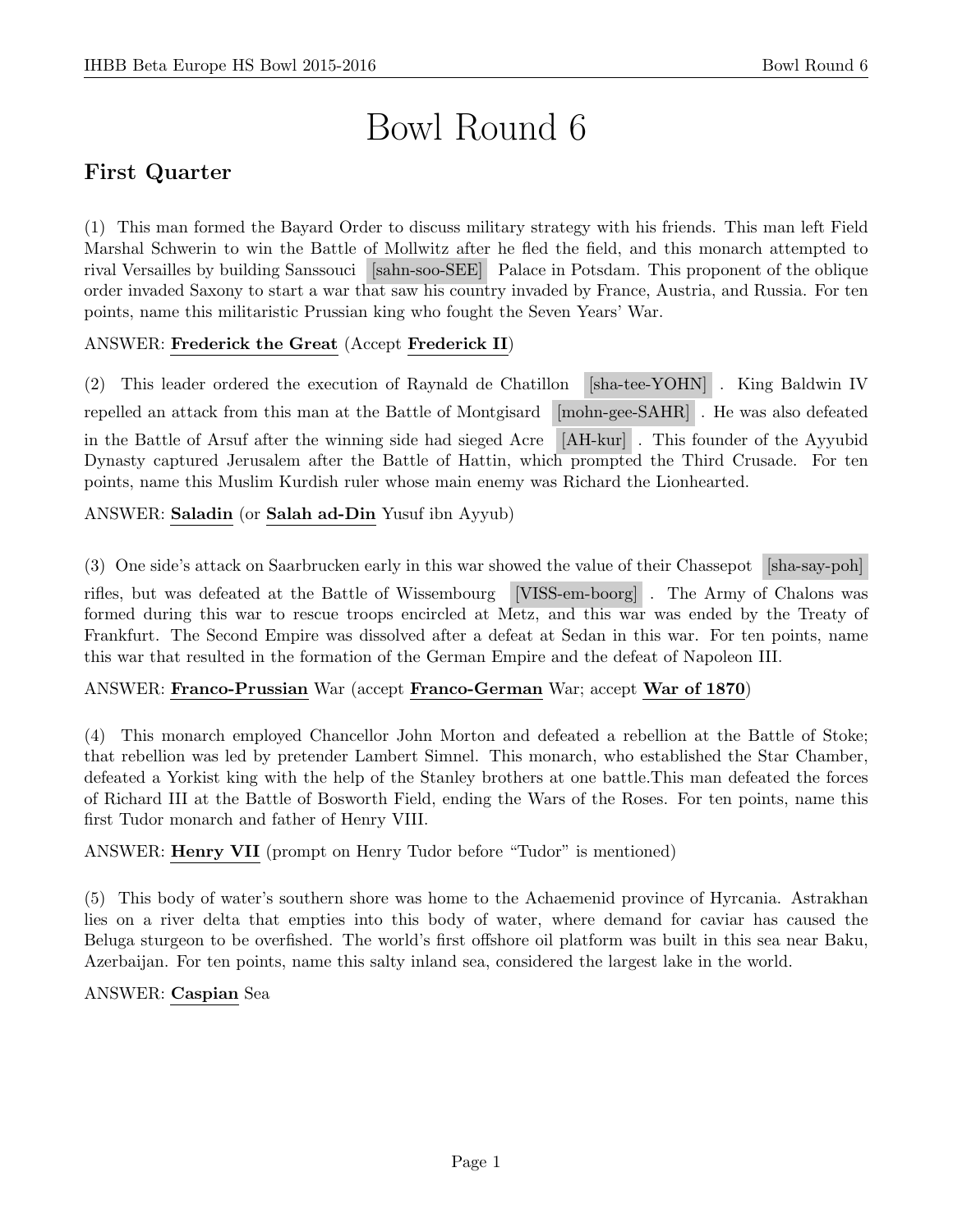# Bowl Round 6

## First Quarter

(1) This man formed the Bayard Order to discuss military strategy with his friends. This man left Field Marshal Schwerin to win the Battle of Mollwitz after he fled the field, and this monarch attempted to rival Versailles by building Sanssouci [sahn-soo-SEE] Palace in Potsdam. This proponent of the oblique order invaded Saxony to start a war that saw his country invaded by France, Austria, and Russia. For ten points, name this militaristic Prussian king who fought the Seven Years' War.

ANSWER: **Frederick the Great** (Accept **Frederick II**)

(2) This leader ordered the execution of Raynald de Chatillon [sha-tee-YOHN] . King Baldwin IV repelled an attack from this man at the Battle of Montgisard [mohn-gee-SAHR] . He was also defeated in the Battle of Arsuf after the winning side had sieged Acre [AH-kur] . This founder of the Ayyubid Dynasty captured Jerusalem after the Battle of Hattin, which prompted the Third Crusade. For ten points, name this Muslim Kurdish ruler whose main enemy was Richard the Lionhearted.

ANSWER: **Saladin** (or **Salah ad-Din** Yusuf ibn Ayyub)

(3) One side's attack on Saarbrucken early in this war showed the value of their Chassepot [sha-say-poh] rifles, but was defeated at the Battle of Wissembourg [VISS-em-boorg] . The Army of Chalons was formed during this war to rescue troops encircled at Metz, and this war was ended by the Treaty of Frankfurt. The Second Empire was dissolved after a defeat at Sedan in this war. For ten points, name this war that resulted in the formation of the German Empire and the defeat of Napoleon III.

ANSWER: **Franco-Prussian** War (accept **Franco-German** War; accept **War of 1870**)

(4) This monarch employed Chancellor John Morton and defeated a rebellion at the Battle of Stoke; that rebellion was led by pretender Lambert Simnel. This monarch, who established the Star Chamber, defeated a Yorkist king with the help of the Stanley brothers at one battle.This man defeated the forces of Richard III at the Battle of Bosworth Field, ending the Wars of the Roses. For ten points, name this first Tudor monarch and father of Henry VIII.

ANSWER: **Henry VII** (prompt on Henry Tudor before "Tudor" is mentioned)

(5) This body of water's southern shore was home to the Achaemenid province of Hyrcania. Astrakhan lies on a river delta that empties into this body of water, where demand for caviar has caused the Beluga sturgeon to be overfished. The world's first offshore oil platform was built in this sea near Baku, Azerbaijan. For ten points, name this salty inland sea, considered the largest lake in the world.

ANSWER: **Caspian** Sea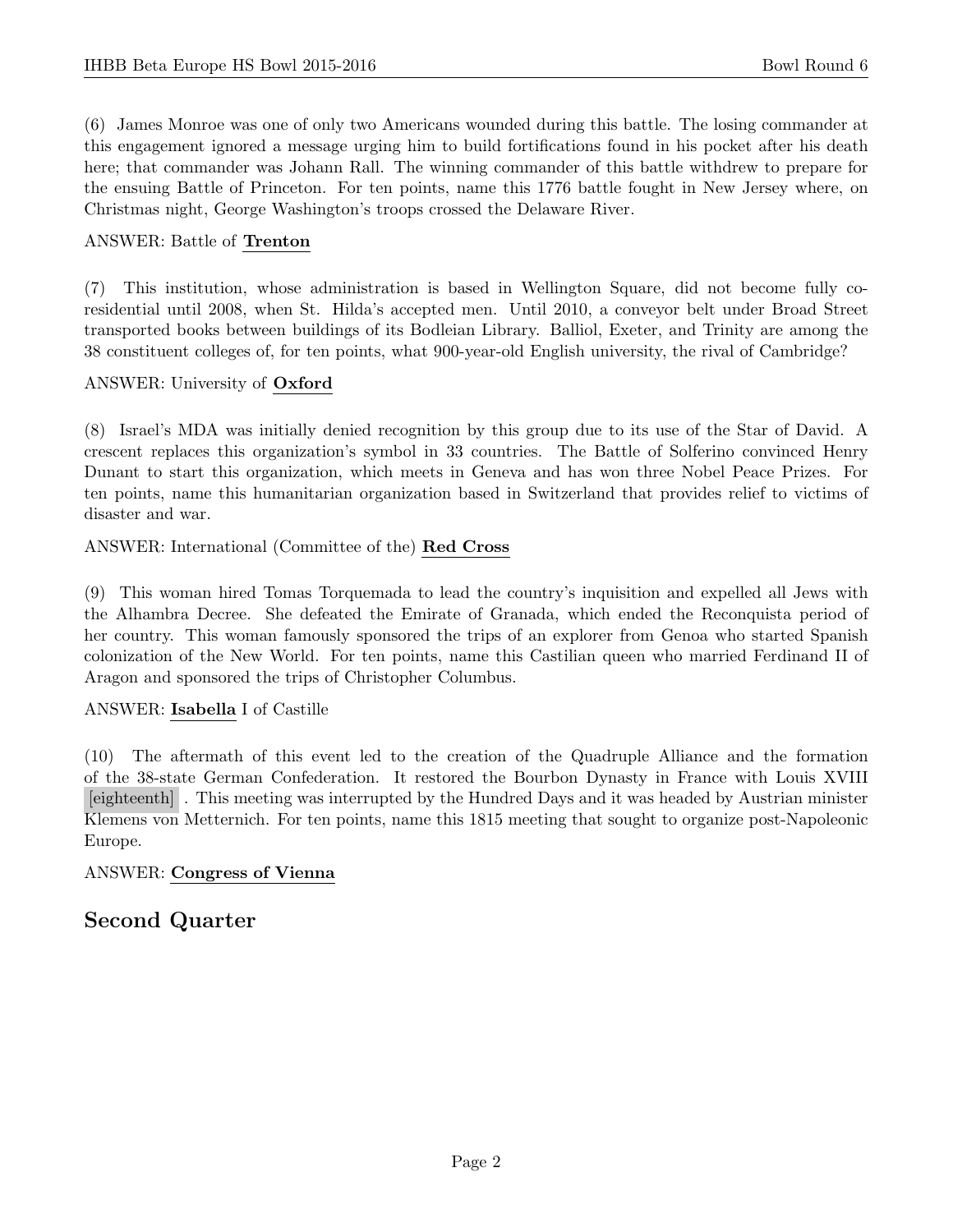(6) James Monroe was one of only two Americans wounded during this battle. The losing commander at this engagement ignored a message urging him to build fortifications found in his pocket after his death here; that commander was Johann Rall. The winning commander of this battle withdrew to prepare for the ensuing Battle of Princeton. For ten points, name this 1776 battle fought in New Jersey where, on Christmas night, George Washington's troops crossed the Delaware River.

ANSWER: Battle of **Trenton**

(7) This institution, whose administration is based in Wellington Square, did not become fully co-residential until 2008, when St. Hilda's accepted men. Until 2010, a conveyor belt under Broad Street transported books between buildings of its Bodleian Library. Balliol, Exeter, and Trinity are among the 38 constituent colleges of, for ten points, what 900-year-old English university, the rival of Cambridge?

ANSWER: University of **Oxford**

(8) Israel's MDA was initially denied recognition by this group due to its use of the Star of David. A crescent replaces this organization's symbol in 33 countries. The Battle of Solferino convinced Henry Dunant to start this organization, which meets in Geneva and has won three Nobel Peace Prizes. For ten points, name this humanitarian organization based in Switzerland that provides relief to victims of disaster and war.

ANSWER: International (Committee of the) **Red Cross**

(9) This woman hired Tomas Torquemada to lead the country's inquisition and expelled all Jews with the Alhambra Decree. She defeated the Emirate of Granada, which ended the Reconquista period of her country. This woman famously sponsored the trips of an explorer from Genoa who started Spanish colonization of the New World. For ten points, name this Castilian queen who married Ferdinand II of Aragon and sponsored the trips of Christopher Columbus.

ANSWER: **Isabella** I of Castille

(10) The aftermath of this event led to the creation of the Quadruple Alliance and the formation of the 38-state German Confederation. It restored the Bourbon Dynasty in France with Louis XVIII [eighteenth] . This meeting was interrupted by the Hundred Days and it was headed by Austrian minister Klemens von Metternich. For ten points, name this 1815 meeting that sought to organize post-Napoleonic Europe.

ANSWER: **Congress of Vienna**

## Second Quarter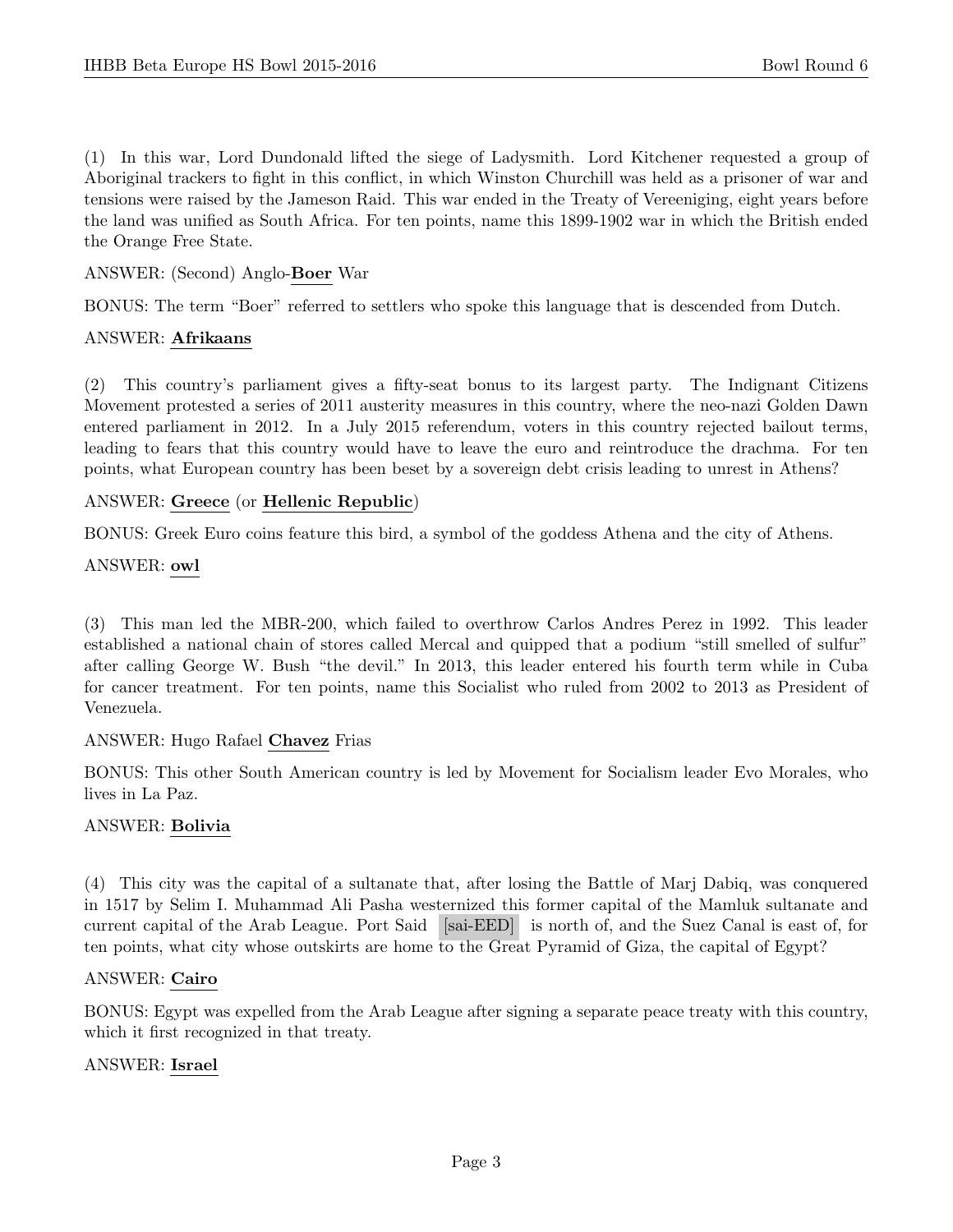(1) In this war, Lord Dundonald lifted the siege of Ladysmith. Lord Kitchener requested a group of Aboriginal trackers to fight in this conflict, in which Winston Churchill was held as a prisoner of war and tensions were raised by the Jameson Raid. This war ended in the Treaty of Vereeniging, eight years before the land was unified as South Africa. For ten points, name this 1899-1902 war in which the British ended the Orange Free State.

ANSWER: (Second) Anglo-**Boer** War

BONUS: The term "Boer" referred to settlers who spoke this language that is descended from Dutch.

ANSWER: **Afrikaans**

(2) This country's parliament gives a fifty-seat bonus to its largest party. The Indignant Citizens Movement protested a series of 2011 austerity measures in this country, where the neo-nazi Golden Dawn entered parliament in 2012. In a July 2015 referendum, voters in this country rejected bailout terms, leading to fears that this country would have to leave the euro and reintroduce the drachma. For ten points, what European country has been beset by a sovereign debt crisis leading to unrest in Athens?

ANSWER: **Greece** (or **Hellenic Republic**)

BONUS: Greek Euro coins feature this bird, a symbol of the goddess Athena and the city of Athens.

ANSWER: **owl**

(3) This man led the MBR-200, which failed to overthrow Carlos Andres Perez in 1992. This leader established a national chain of stores called Mercal and quipped that a podium "still smelled of sulfur" after calling George W. Bush "the devil." In 2013, this leader entered his fourth term while in Cuba for cancer treatment. For ten points, name this Socialist who ruled from 2002 to 2013 as President of Venezuela.

ANSWER: Hugo Rafael **Chavez** Frias

BONUS: This other South American country is led by Movement for Socialism leader Evo Morales, who lives in La Paz.

ANSWER: **Bolivia**

(4) This city was the capital of a sultanate that, after losing the Battle of Marj Dabiq, was conquered in 1517 by Selim I. Muhammad Ali Pasha westernized this former capital of the Mamluk sultanate and current capital of the Arab League. Port Said [sai-EED] is north of, and the Suez Canal is east of, for ten points, what city whose outskirts are home to the Great Pyramid of Giza, the capital of Egypt?

ANSWER: **Cairo**

BONUS: Egypt was expelled from the Arab League after signing a separate peace treaty with this country, which it first recognized in that treaty.

ANSWER: **Israel**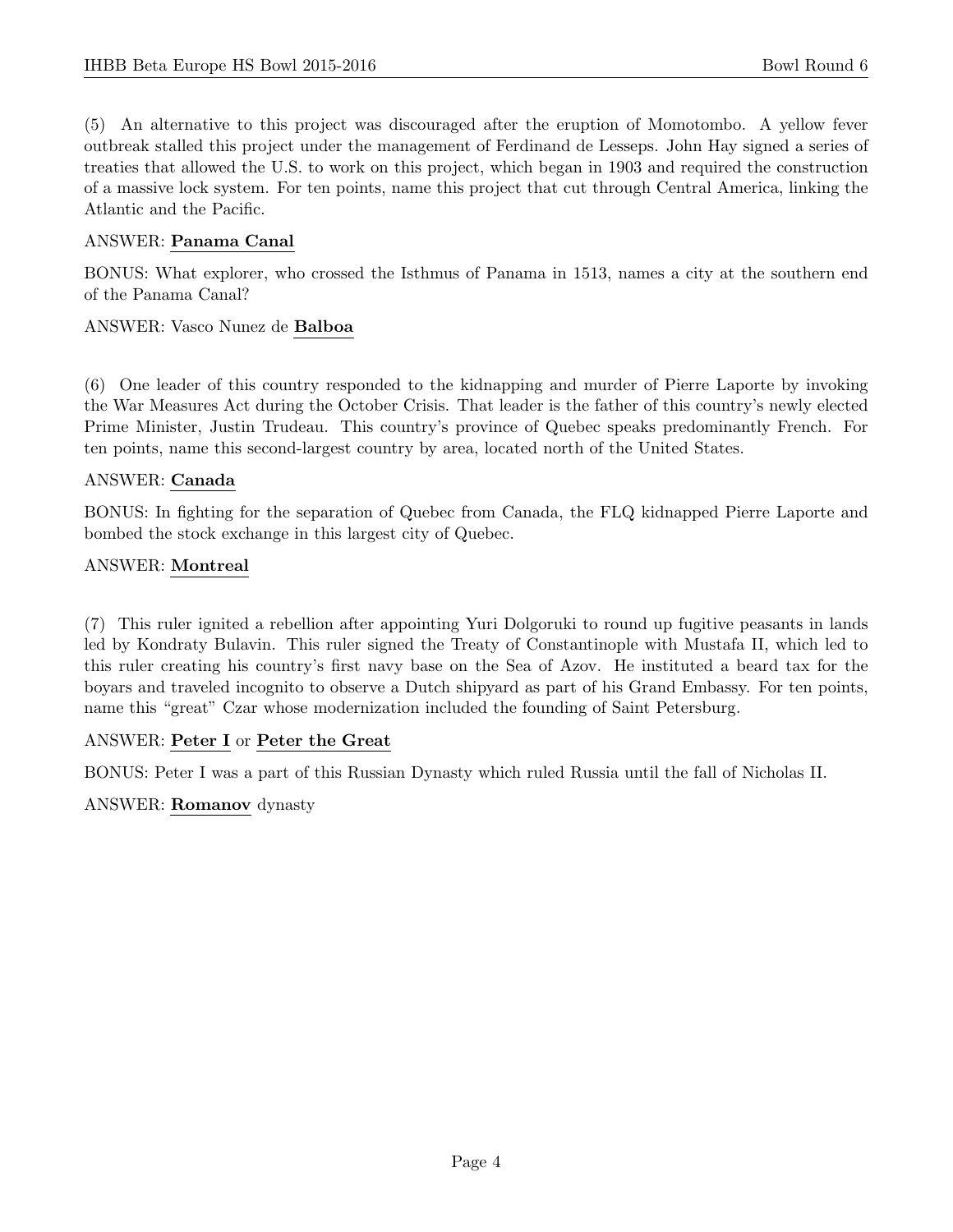(5) An alternative to this project was discouraged after the eruption of Momotombo. A yellow fever outbreak stalled this project under the management of Ferdinand de Lesseps. John Hay signed a series of treaties that allowed the U.S. to work on this project, which began in 1903 and required the construction of a massive lock system. For ten points, name this project that cut through Central America, linking the Atlantic and the Pacific.

ANSWER: **Panama Canal**

BONUS: What explorer, who crossed the Isthmus of Panama in 1513, names a city at the southern end of the Panama Canal?

ANSWER: Vasco Nunez de **Balboa**

(6) One leader of this country responded to the kidnapping and murder of Pierre Laporte by invoking the War Measures Act during the October Crisis. That leader is the father of this country's newly elected Prime Minister, Justin Trudeau. This country's province of Quebec speaks predominantly French. For ten points, name this second-largest country by area, located north of the United States.

ANSWER: **Canada**

BONUS: In fighting for the separation of Quebec from Canada, the FLQ kidnapped Pierre Laporte and bombed the stock exchange in this largest city of Quebec.

ANSWER: **Montreal**

(7) This ruler ignited a rebellion after appointing Yuri Dolgoruki to round up fugitive peasants in lands led by Kondraty Bulavin. This ruler signed the Treaty of Constantinople with Mustafa II, which led to this ruler creating his country's first navy base on the Sea of Azov. He instituted a beard tax for the boyars and traveled incognito to observe a Dutch shipyard as part of his Grand Embassy. For ten points, name this "great" Czar whose modernization included the founding of Saint Petersburg.

ANSWER: **Peter I** or **Peter the Great**

BONUS: Peter I was a part of this Russian Dynasty which ruled Russia until the fall of Nicholas II.

ANSWER: **Romanov** dynasty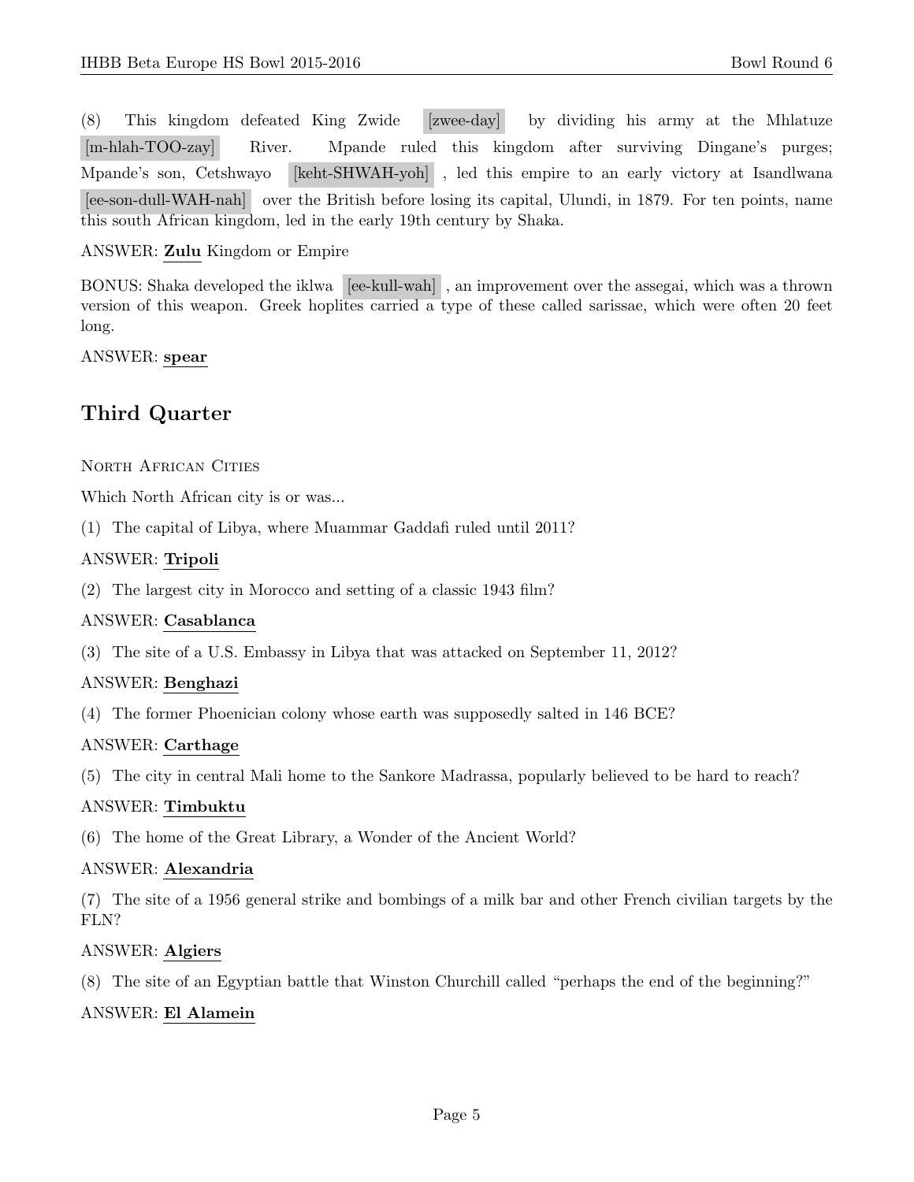(8) This kingdom defeated King Zwide [zwee-day] by dividing his army at the Mhlatuze [m-hlah-TOO-zay] River. Mpande ruled this kingdom after surviving Dingane's purges; Mpande's son, Cetshwayo [keht-SHWAH-yoh], led this empire to an early victory at Isandlwana [ee-son-dull-WAH-nah] over the British before losing its capital, Ulundi, in 1879. For ten points, name this south African kingdom, led in the early 19th century by Shaka.

ANSWER: **Zulu** Kingdom or Empire

BONUS: Shaka developed the iklwa [ee-kull-wah], an improvement over the assegai, which was a thrown version of this weapon. Greek hoplites carried a type of these called sarissae, which were often 20 feet long.

ANSWER: **spear**

## Third Quarter

North African Cities

Which North African city is or was...

(1) The capital of Libya, where Muammar Gaddafi ruled until 2011?

ANSWER: **Tripoli**

(2) The largest city in Morocco and setting of a classic 1943 film?

ANSWER: **Casablanca**

(3) The site of a U.S. Embassy in Libya that was attacked on September 11, 2012?

ANSWER: **Benghazi**

(4) The former Phoenician colony whose earth was supposedly salted in 146 BCE?

ANSWER: **Carthage**

(5) The city in central Mali home to the Sankore Madrassa, popularly believed to be hard to reach?

ANSWER: **Timbuktu**

(6) The home of the Great Library, a Wonder of the Ancient World?

ANSWER: **Alexandria**

(7) The site of a 1956 general strike and bombings of a milk bar and other French civilian targets by the FLN?

ANSWER: **Algiers**

(8) The site of an Egyptian battle that Winston Churchill called "perhaps the end of the beginning?"

ANSWER: **El Alamein**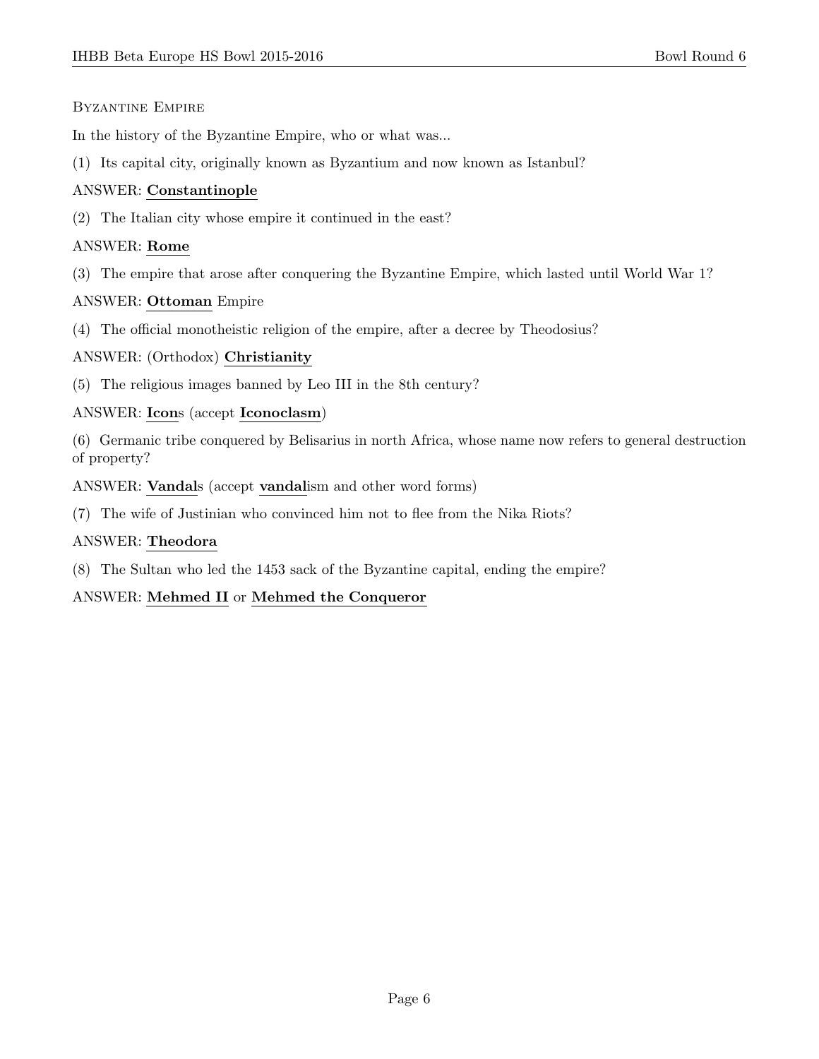## Byzantine Empire

In the history of the Byzantine Empire, who or what was...

(1) Its capital city, originally known as Byzantium and now known as Istanbul?

ANSWER: **Constantinople**

(2) The Italian city whose empire it continued in the east?

ANSWER: **Rome**

(3) The empire that arose after conquering the Byzantine Empire, which lasted until World War 1?

ANSWER: **Ottoman** Empire

(4) The official monotheistic religion of the empire, after a decree by Theodosius?

ANSWER: (Orthodox) **Christianity**

(5) The religious images banned by Leo III in the 8th century?

ANSWER: **Icon**s (accept **Iconoclasm**)

(6) Germanic tribe conquered by Belisarius in north Africa, whose name now refers to general destruction of property?

ANSWER: **Vandal**s (accept **vandal**ism and other word forms)

(7) The wife of Justinian who convinced him not to flee from the Nika Riots?

ANSWER: **Theodora**

(8) The Sultan who led the 1453 sack of the Byzantine capital, ending the empire?

ANSWER: **Mehmed II** or **Mehmed the Conqueror**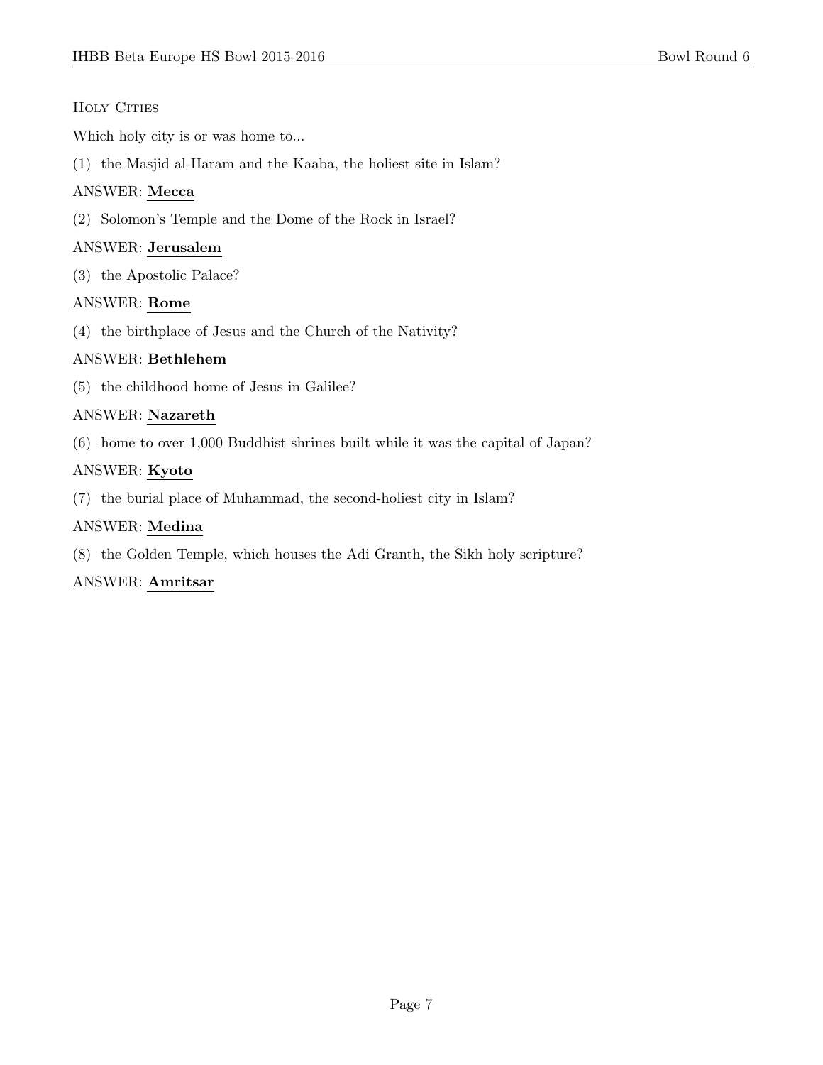## Holy Cities

Which holy city is or was home to...

(1) the Masjid al-Haram and the Kaaba, the holiest site in Islam?

ANSWER: **Mecca**

(2) Solomon's Temple and the Dome of the Rock in Israel?

ANSWER: **Jerusalem**

(3) the Apostolic Palace?

ANSWER: **Rome**

(4) the birthplace of Jesus and the Church of the Nativity?

ANSWER: **Bethlehem**

(5) the childhood home of Jesus in Galilee?

ANSWER: **Nazareth**

(6) home to over 1,000 Buddhist shrines built while it was the capital of Japan?

ANSWER: **Kyoto**

(7) the burial place of Muhammad, the second-holiest city in Islam?

ANSWER: **Medina**

(8) the Golden Temple, which houses the Adi Granth, the Sikh holy scripture?

ANSWER: **Amritsar**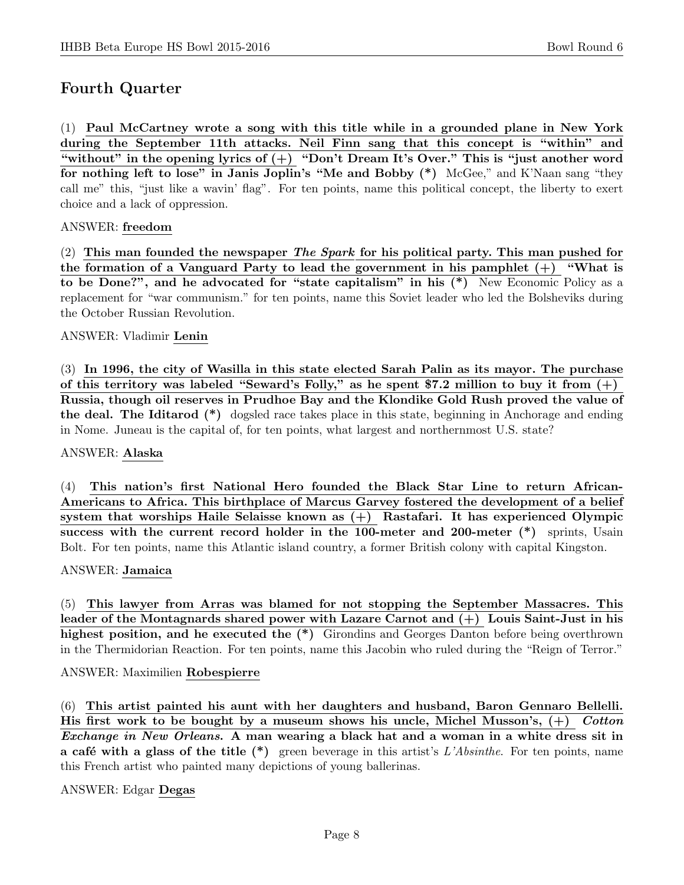## Fourth Quarter

(1) **Paul McCartney wrote a song with this title while in a grounded plane in New York during the September 11th attacks. Neil Finn sang that this concept is "within" and "without" in the opening lyrics of (+) "Don't Dream It's Over." This is "just another word for nothing left to lose" in Janis Joplin's "Me and Bobby (*)** McGee," and K'Naan sang "they call me" this, "just like a wavin' flag". For ten points, name this political concept, the liberty to exert choice and a lack of oppression.

ANSWER: **freedom**

(2) **This man founded the newspaper *The Spark* for his political party. This man pushed for the formation of a Vanguard Party to lead the government in his pamphlet (+) "What is to be Done?", and he advocated for "state capitalism" in his (*)** New Economic Policy as a replacement for "war communism." for ten points, name this Soviet leader who led the Bolsheviks during the October Russian Revolution.

ANSWER: Vladimir **Lenin**

(3) **In 1996, the city of Wasilla in this state elected Sarah Palin as its mayor. The purchase of this territory was labeled "Seward's Folly," as he spent $7.2 million to buy it from (+) Russia, though oil reserves in Prudhoe Bay and the Klondike Gold Rush proved the value of the deal. The Iditarod (*)** dogsled race takes place in this state, beginning in Anchorage and ending in Nome. Juneau is the capital of, for ten points, what largest and northernmost U.S. state?

ANSWER: **Alaska**

(4) **This nation's first National Hero founded the Black Star Line to return African-Americans to Africa. This birthplace of Marcus Garvey fostered the development of a belief system that worships Haile Selaisse known as (+) Rastafari. It has experienced Olympic success with the current record holder in the 100-meter and 200-meter (*)** sprints, Usain Bolt. For ten points, name this Atlantic island country, a former British colony with capital Kingston.

ANSWER: **Jamaica**

(5) **This lawyer from Arras was blamed for not stopping the September Massacres. This leader of the Montagnards shared power with Lazare Carnot and (+) Louis Saint-Just in his highest position, and he executed the (*)** Girondins and Georges Danton before being overthrown in the Thermidorian Reaction. For ten points, name this Jacobin who ruled during the "Reign of Terror."

ANSWER: Maximilien **Robespierre**

(6) **This artist painted his aunt with her daughters and husband, Baron Gennaro Bellelli. His first work to be bought by a museum shows his uncle, Michel Musson's, (+) *Cotton Exchange in New Orleans*. A man wearing a black hat and a woman in a white dress sit in a café with a glass of the title (*)** green beverage in this artist's *L'Absinthe*. For ten points, name this French artist who painted many depictions of young ballerinas.

ANSWER: Edgar **Degas**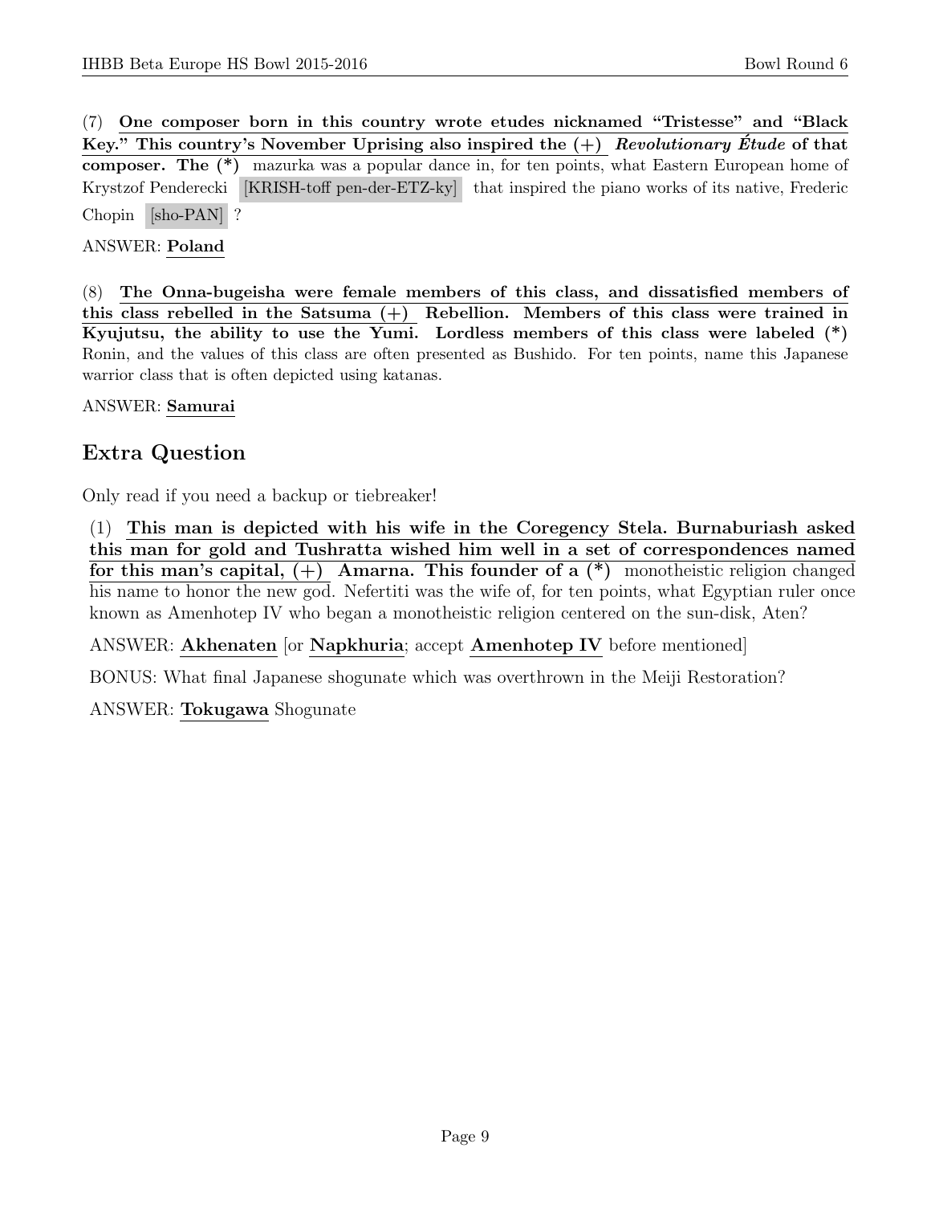(7) **One composer born in this country wrote etudes nicknamed "Tristesse" and "Black Key." This country's November Uprising also inspired the (+) *Revolutionary Étude* of that composer. The (\*)** mazurka was a popular dance in, for ten points, what Eastern European home of Krystzof Penderecki [KRISH-toff pen-der-ETZ-ky] that inspired the piano works of its native, Frederic Chopin [sho-PAN] ?

ANSWER: **Poland**

(8) **The Onna-bugeisha were female members of this class, and dissatisfied members of this class rebelled in the Satsuma (+) Rebellion. Members of this class were trained in Kyujutsu, the ability to use the Yumi. Lordless members of this class were labeled (\*)** Ronin, and the values of this class are often presented as Bushido. For ten points, name this Japanese warrior class that is often depicted using katanas.

ANSWER: **Samurai**

## Extra Question

Only read if you need a backup or tiebreaker!

(1) **This man is depicted with his wife in the Coregency Stela. Burnaburiash asked this man for gold and Tushratta wished him well in a set of correspondences named for this man's capital, (+) Amarna. This founder of a (\*)** monotheistic religion changed his name to honor the new god. Nefertiti was the wife of, for ten points, what Egyptian ruler once known as Amenhotep IV who began a monotheistic religion centered on the sun-disk, Aten?

ANSWER: **Akhenaten** [or **Napkhuria**; accept **Amenhotep IV** before mentioned]

BONUS: What final Japanese shogunate which was overthrown in the Meiji Restoration?

ANSWER: **Tokugawa** Shogunate